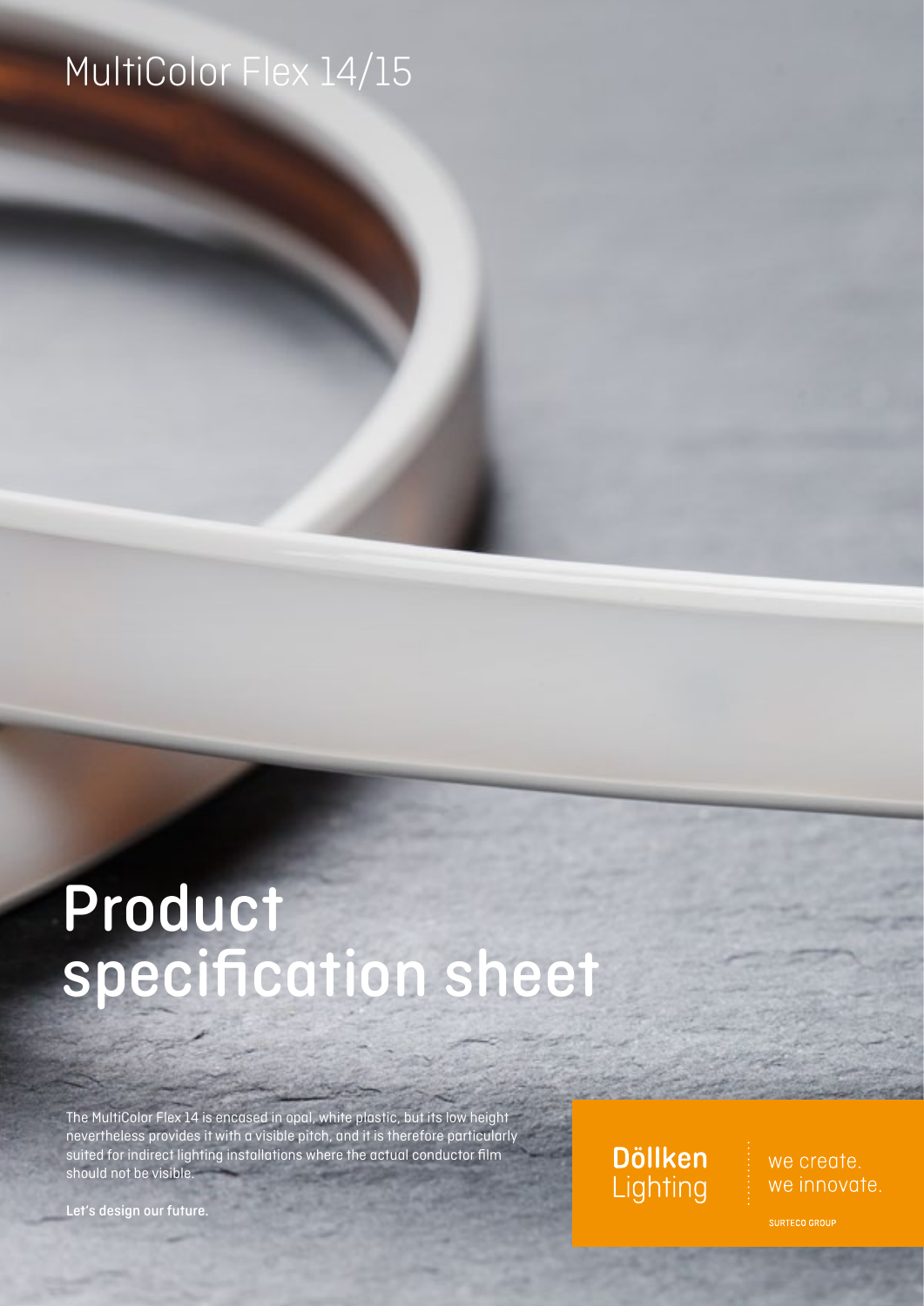MultiColor Flex 14/15

# Product specification sheet

The MultiColor Flex 14 is encased in opal, white plastic, but its low height nevertheless provides it with a visible pitch, and it is therefore particularly suited for indirect lighting installations where the actual conductor film should not be visible.

**Let's design our future.**

**Döllken** Lighting

we create.
we innovate.

SURTECO GROUP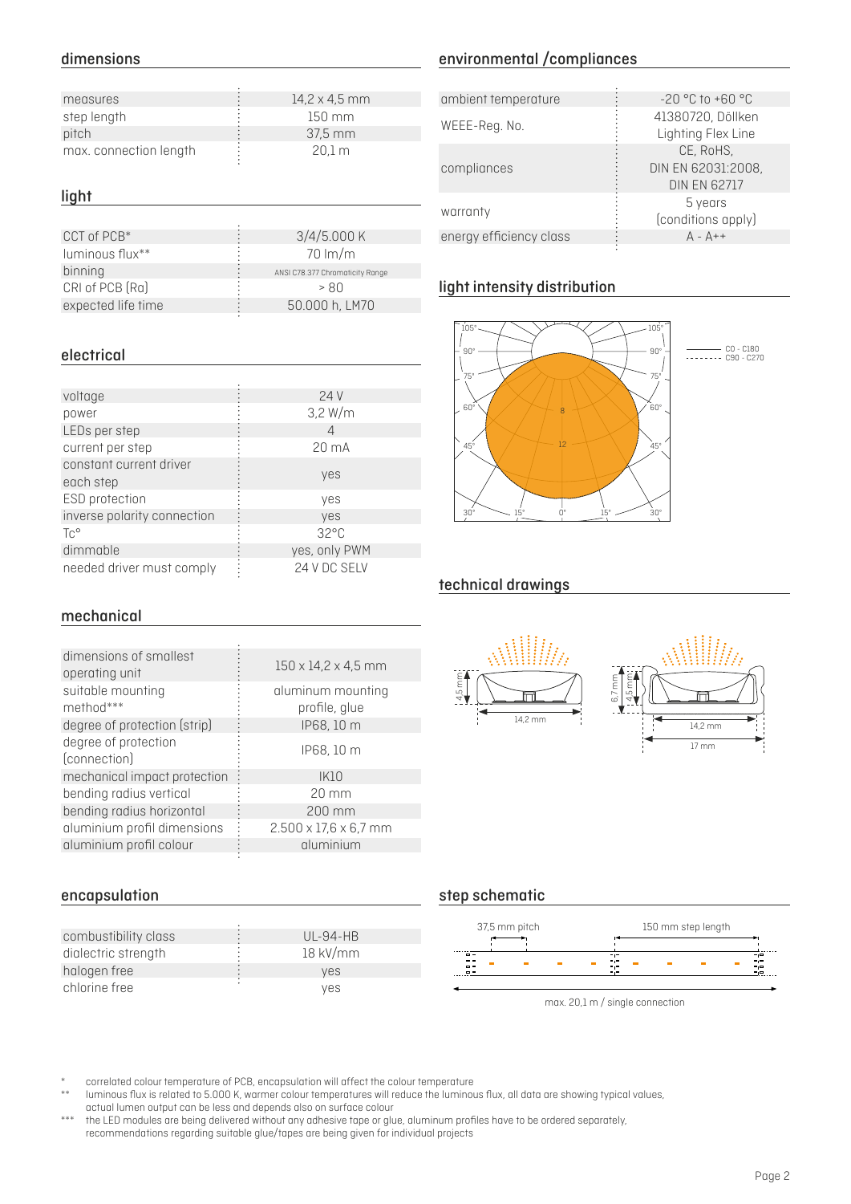## dimensions

| | |
|---|---|
| measures | 14,2 x 4,5 mm |
| step length | 150 mm |
| pitch | 37,5 mm |
| max. connection length | 20,1 m |

## light

| | |
|---|---|
| CCT of PCB* | 3/4/5.000 K |
| luminous flux** | 70 lm/m |
| binning | ANSI C78.377 Chromaticity Range |
| CRI of PCB (Ra) | > 80 |
| expected life time | 50.000 h, LM70 |

## electrical

| | |
|---|---|
| voltage | 24 V |
| power | 3,2 W/m |
| LEDs per step | 4 |
| current per step | 20 mA |
| constant current driver each step | yes |
| ESD protection | yes |
| inverse polarity connection | yes |
| Tc° | 32°C |
| dimmable | yes, only PWM |
| needed driver must comply | 24 V DC SELV |

## mechanical

| | |
|---|---|
| dimensions of smallest operating unit | 150 x 14,2 x 4,5 mm |
| suitable mounting method*** | aluminum mounting profile, glue |
| degree of protection (strip) | IP68, 10 m |
| degree of protection (connection) | IP68, 10 m |
| mechanical impact protection | IK10 |
| bending radius vertical | 20 mm |
| bending radius horizontal | 200 mm |
| aluminium profil dimensions | 2.500 x 17,6 x 6,7 mm |
| aluminium profil colour | aluminium |

## encapsulation

| | |
|---|---|
| combustibility class | UL-94-HB |
| dialectric strength | 18 kV/mm |
| halogen free | yes |
| chlorine free | yes |

## environmental /compliances

| | |
|---|---|
| ambient temperature | -20 °C to +60 °C |
| WEEE-Reg. No. | 41380720, Döllken Lighting Flex Line |
| compliances | CE, RoHS, DIN EN 62031:2008, DIN EN 62717 |
| warranty | 5 years (conditions apply) |
| energy efficiency class | A - A++ |

## light intensity distribution

C0 - C180
C90 - C270

## technical drawings

4,5 mm
14,2 mm

6,7 mm
4,5 mm
14,2 mm
17 mm

## step schematic

37,5 mm pitch
150 mm step length
max. 20,1 m / single connection

\* correlated colour temperature of PCB, encapsulation will affect the colour temperature

\** luminous flux is related to 5.000 K, warmer colour temperatures will reduce the luminous flux, all data are showing typical values, actual lumen output can be less and depends also on surface colour

\*** the LED modules are being delivered without any adhesive tape or glue, aluminum profiles have to be ordered separately, recommendations regarding suitable glue/tapes are being given for individual projects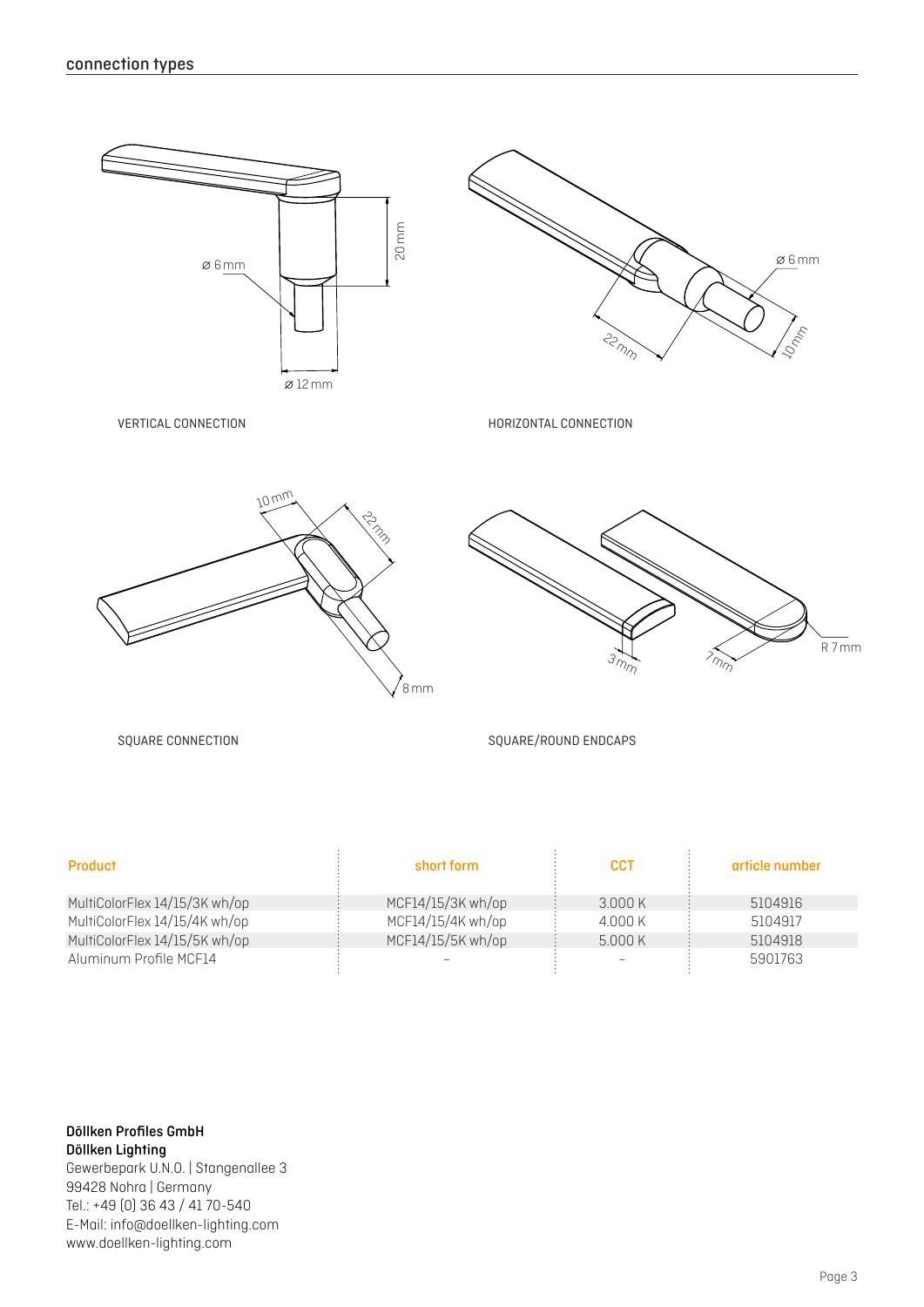## connection types

ø 6 mm

20 mm

ø 12 mm

VERTICAL CONNECTION

ø 6 mm

22 mm

10 mm

HORIZONTAL CONNECTION

10 mm

22 mm

8 mm

SQUARE CONNECTION

3 mm

7 mm

R 7 mm

SQUARE/ROUND ENDCAPS

| Product | short form | CCT | article number |
|---|---|---|---|
| MultiColorFlex 14/15/3K wh/op | MCF14/15/3K wh/op | 3.000 K | 5104916 |
| MultiColorFlex 14/15/4K wh/op | MCF14/15/4K wh/op | 4.000 K | 5104917 |
| MultiColorFlex 14/15/5K wh/op | MCF14/15/5K wh/op | 5.000 K | 5104918 |
| Aluminum Profile MCF14 | – | – | 5901763 |

**Döllken Profiles GmbH**
**Döllken Lighting**
Gewerbepark U.N.O. | Stangenallee 3
99428 Nohra | Germany
Tel.: +49 (0) 36 43 / 41 70-540
E-Mail: info@doellken-lighting.com
www.doellken-lighting.com